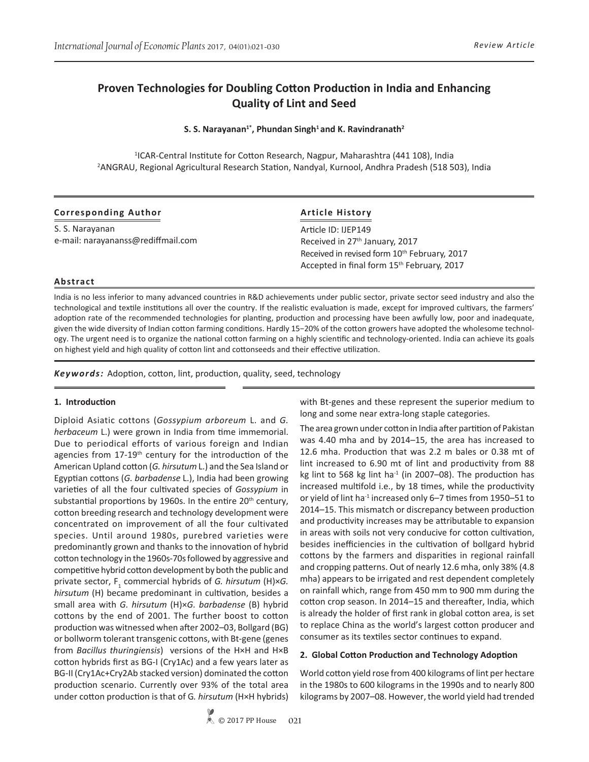Review Article

# Proven Technologies for Doubling Cotton Production in India and Enhancing Quality of Lint and Seed

**S. S. Narayanan[1*], Phundan Singh[1] and K. Ravindranath[2]**

[1]ICAR-Central Institute for Cotton Research, Nagpur, Maharashtra (441 108), India
[2]ANGRAU, Regional Agricultural Research Station, Nandyal, Kurnool, Andhra Pradesh (518 503), India

**Corresponding Author**

S. S. Narayanan
e-mail: narayananss@rediffmail.com

**Article History**

Article ID: IJEP149
Received in 27th January, 2017
Received in revised form 10th February, 2017
Accepted in final form 15th February, 2017

**Abstract**

India is no less inferior to many advanced countries in R&D achievements under public sector, private sector seed industry and also the technological and textile institutions all over the country. If the realistic evaluation is made, except for improved cultivars, the farmers' adoption rate of the recommended technologies for planting, production and processing have been awfully low, poor and inadequate, given the wide diversity of Indian cotton farming conditions. Hardly 15−20% of the cotton growers have adopted the wholesome technology. The urgent need is to organize the national cotton farming on a highly scientific and technology-oriented. India can achieve its goals on highest yield and high quality of cotton lint and cottonseeds and their effective utilization.

***Keywords:*** Adoption, cotton, lint, production, quality, seed, technology

## 1. Introduction

Diploid Asiatic cottons (*Gossypium arboreum* L. and *G. herbaceum* L.) were grown in India from time immemorial. Due to periodical efforts of various foreign and Indian agencies from 17-19th century for the introduction of the American Upland cotton (*G. hirsutum* L.) and the Sea Island or Egyptian cottons (*G. barbadense* L.), India had been growing varieties of all the four cultivated species of *Gossypium* in substantial proportions by 1960s. In the entire 20th century, cotton breeding research and technology development were concentrated on improvement of all the four cultivated species. Until around 1980s, purebred varieties were predominantly grown and thanks to the innovation of hybrid cotton technology in the 1960s-70s followed by aggressive and competitive hybrid cotton development by both the public and private sector, $F_1$ commercial hybrids of *G. hirsutum* (H)×*G. hirsutum* (H) became predominant in cultivation, besides a small area with *G. hirsutum* (H)×*G. barbadense* (B) hybrid cottons by the end of 2001. The further boost to cotton production was witnessed when after 2002–03, Bollgard (BG) or bollworm tolerant transgenic cottons, with Bt-gene (genes from *Bacillus thuringiensis*) versions of the H×H and H×B cotton hybrids first as BG-I (Cry1Ac) and a few years later as BG-II (Cry1Ac+Cry2Ab stacked version) dominated the cotton production scenario. Currently over 93% of the total area under cotton production is that of G. *hirsutum* (H×H hybrids) with Bt-genes and these represent the superior medium to long and some near extra-long staple categories.

The area grown under cotton in India after partition of Pakistan was 4.40 mha and by 2014–15, the area has increased to 12.6 mha. Production that was 2.2 m bales or 0.38 mt of lint increased to 6.90 mt of lint and productivity from 88 kg lint to 568 kg lint $ha^{-1}$ (in 2007–08). The production has increased multifold i.e., by 18 times, while the productivity or yield of lint $ha^{-1}$ increased only 6–7 times from 1950–51 to 2014–15. This mismatch or discrepancy between production and productivity increases may be attributable to expansion in areas with soils not very conducive for cotton cultivation, besides inefficiencies in the cultivation of bollgard hybrid cottons by the farmers and disparities in regional rainfall and cropping patterns. Out of nearly 12.6 mha, only 38% (4.8 mha) appears to be irrigated and rest dependent completely on rainfall which, range from 450 mm to 900 mm during the cotton crop season. In 2014–15 and thereafter, India, which is already the holder of first rank in global cotton area, is set to replace China as the world's largest cotton producer and consumer as its textiles sector continues to expand.

## 2. Global Cotton Production and Technology Adoption

World cotton yield rose from 400 kilograms of lint per hectare in the 1980s to 600 kilograms in the 1990s and to nearly 800 kilograms by 2007–08. However, the world yield had trended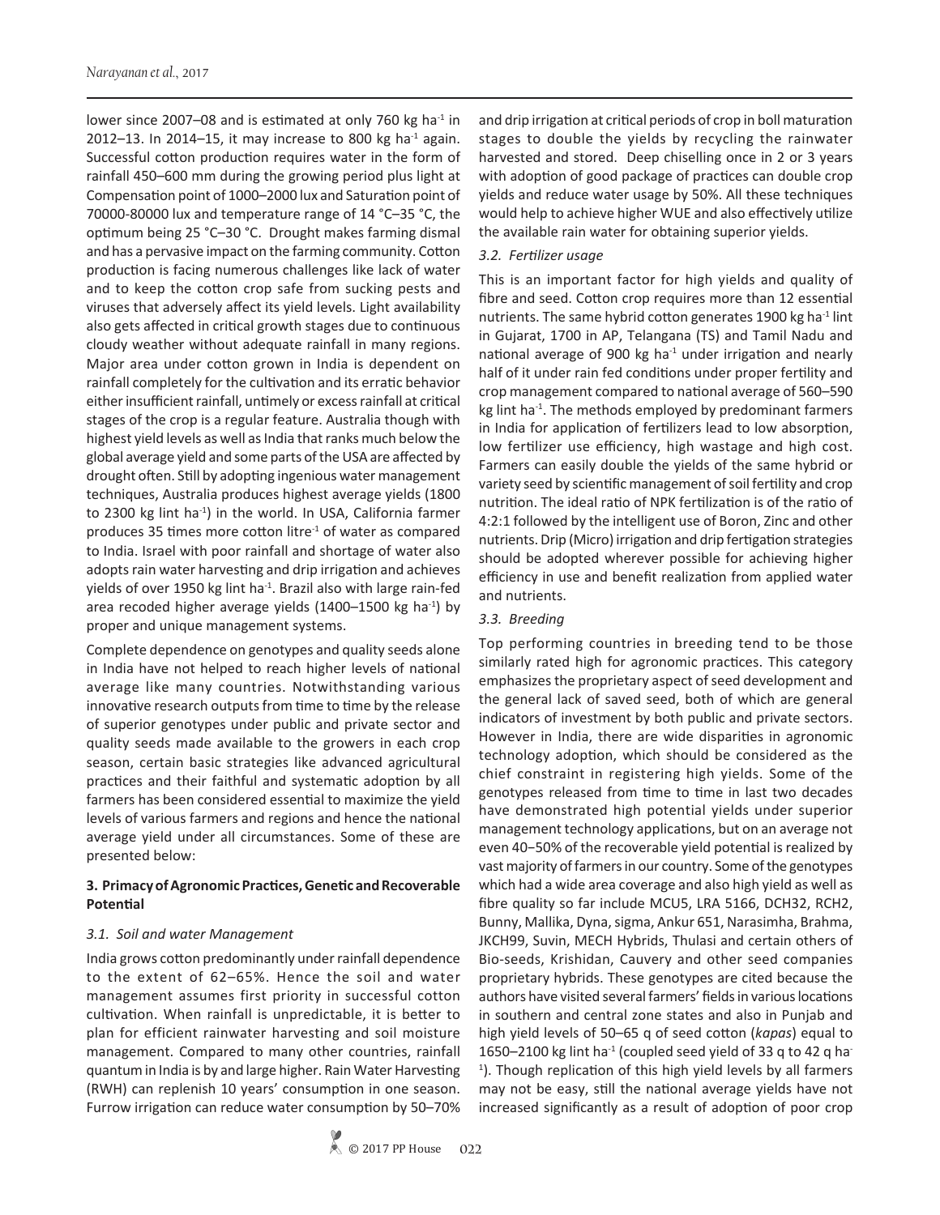lower since 2007–08 and is estimated at only 760 kg ha$^{-1}$ in 2012–13. In 2014–15, it may increase to 800 kg ha$^{-1}$ again. Successful cotton production requires water in the form of rainfall 450–600 mm during the growing period plus light at Compensation point of 1000–2000 lux and Saturation point of 70000-80000 lux and temperature range of 14 °C–35 °C, the optimum being 25 °C–30 °C. Drought makes farming dismal and has a pervasive impact on the farming community. Cotton production is facing numerous challenges like lack of water and to keep the cotton crop safe from sucking pests and viruses that adversely affect its yield levels. Light availability also gets affected in critical growth stages due to continuous cloudy weather without adequate rainfall in many regions. Major area under cotton grown in India is dependent on rainfall completely for the cultivation and its erratic behavior either insufficient rainfall, untimely or excess rainfall at critical stages of the crop is a regular feature. Australia though with highest yield levels as well as India that ranks much below the global average yield and some parts of the USA are affected by drought often. Still by adopting ingenious water management techniques, Australia produces highest average yields (1800 to 2300 kg lint ha$^{-1}$) in the world. In USA, California farmer produces 35 times more cotton litre$^{-1}$ of water as compared to India. Israel with poor rainfall and shortage of water also adopts rain water harvesting and drip irrigation and achieves yields of over 1950 kg lint ha$^{-1}$. Brazil also with large rain-fed area recoded higher average yields (1400–1500 kg ha$^{-1}$) by proper and unique management systems.

Complete dependence on genotypes and quality seeds alone in India have not helped to reach higher levels of national average like many countries. Notwithstanding various innovative research outputs from time to time by the release of superior genotypes under public and private sector and quality seeds made available to the growers in each crop season, certain basic strategies like advanced agricultural practices and their faithful and systematic adoption by all farmers has been considered essential to maximize the yield levels of various farmers and regions and hence the national average yield under all circumstances. Some of these are presented below:

## 3. Primacy of Agronomic Practices, Genetic and Recoverable Potential

### *3.1. Soil and water Management*

India grows cotton predominantly under rainfall dependence to the extent of 62–65%. Hence the soil and water management assumes first priority in successful cotton cultivation. When rainfall is unpredictable, it is better to plan for efficient rainwater harvesting and soil moisture management. Compared to many other countries, rainfall quantum in India is by and large higher. Rain Water Harvesting (RWH) can replenish 10 years' consumption in one season. Furrow irrigation can reduce water consumption by 50–70% and drip irrigation at critical periods of crop in boll maturation stages to double the yields by recycling the rainwater harvested and stored. Deep chiselling once in 2 or 3 years with adoption of good package of practices can double crop yields and reduce water usage by 50%. All these techniques would help to achieve higher WUE and also effectively utilize the available rain water for obtaining superior yields.

### *3.2. Fertilizer usage*

This is an important factor for high yields and quality of fibre and seed. Cotton crop requires more than 12 essential nutrients. The same hybrid cotton generates 1900 kg ha$^{-1}$ lint in Gujarat, 1700 in AP, Telangana (TS) and Tamil Nadu and national average of 900 kg ha$^{-1}$ under irrigation and nearly half of it under rain fed conditions under proper fertility and crop management compared to national average of 560–590 kg lint ha$^{-1}$. The methods employed by predominant farmers in India for application of fertilizers lead to low absorption, low fertilizer use efficiency, high wastage and high cost. Farmers can easily double the yields of the same hybrid or variety seed by scientific management of soil fertility and crop nutrition. The ideal ratio of NPK fertilization is of the ratio of 4:2:1 followed by the intelligent use of Boron, Zinc and other nutrients. Drip (Micro) irrigation and drip fertigation strategies should be adopted wherever possible for achieving higher efficiency in use and benefit realization from applied water and nutrients.

### *3.3. Breeding*

Top performing countries in breeding tend to be those similarly rated high for agronomic practices. This category emphasizes the proprietary aspect of seed development and the general lack of saved seed, both of which are general indicators of investment by both public and private sectors. However in India, there are wide disparities in agronomic technology adoption, which should be considered as the chief constraint in registering high yields. Some of the genotypes released from time to time in last two decades have demonstrated high potential yields under superior management technology applications, but on an average not even 40–50% of the recoverable yield potential is realized by vast majority of farmers in our country. Some of the genotypes which had a wide area coverage and also high yield as well as fibre quality so far include MCU5, LRA 5166, DCH32, RCH2, Bunny, Mallika, Dyna, sigma, Ankur 651, Narasimha, Brahma, JKCH99, Suvin, MECH Hybrids, Thulasi and certain others of Bio-seeds, Krishidan, Cauvery and other seed companies proprietary hybrids. These genotypes are cited because the authors have visited several farmers' fields in various locations in southern and central zone states and also in Punjab and high yield levels of 50–65 q of seed cotton (*kapas*) equal to 1650–2100 kg lint ha$^{-1}$ (coupled seed yield of 33 q to 42 q ha$^{-1}$). Though replication of this high yield levels by all farmers may not be easy, still the national average yields have not increased significantly as a result of adoption of poor crop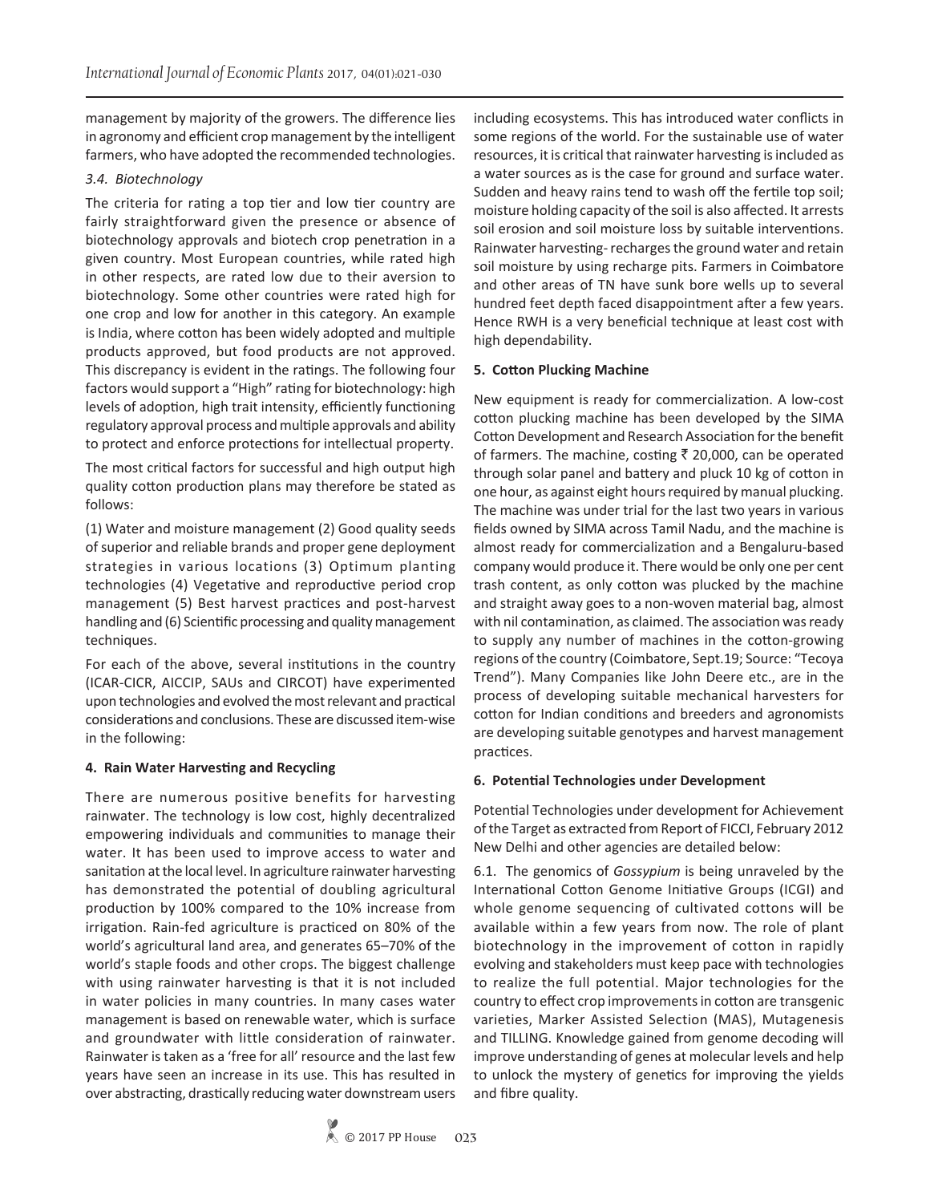management by majority of the growers. The difference lies in agronomy and efficient crop management by the intelligent farmers, who have adopted the recommended technologies.

### *3.4. Biotechnology*

The criteria for rating a top tier and low tier country are fairly straightforward given the presence or absence of biotechnology approvals and biotech crop penetration in a given country. Most European countries, while rated high in other respects, are rated low due to their aversion to biotechnology. Some other countries were rated high for one crop and low for another in this category. An example is India, where cotton has been widely adopted and multiple products approved, but food products are not approved. This discrepancy is evident in the ratings. The following four factors would support a "High" rating for biotechnology: high levels of adoption, high trait intensity, efficiently functioning regulatory approval process and multiple approvals and ability to protect and enforce protections for intellectual property.

The most critical factors for successful and high output high quality cotton production plans may therefore be stated as follows:

(1) Water and moisture management (2) Good quality seeds of superior and reliable brands and proper gene deployment strategies in various locations (3) Optimum planting technologies (4) Vegetative and reproductive period crop management (5) Best harvest practices and post-harvest handling and (6) Scientific processing and quality management techniques.

For each of the above, several institutions in the country (ICAR-CICR, AICCIP, SAUs and CIRCOT) have experimented upon technologies and evolved the most relevant and practical considerations and conclusions. These are discussed item-wise in the following:

## 4. Rain Water Harvesting and Recycling

There are numerous positive benefits for harvesting rainwater. The technology is low cost, highly decentralized empowering individuals and communities to manage their water. It has been used to improve access to water and sanitation at the local level. In agriculture rainwater harvesting has demonstrated the potential of doubling agricultural production by 100% compared to the 10% increase from irrigation. Rain-fed agriculture is practiced on 80% of the world's agricultural land area, and generates 65–70% of the world's staple foods and other crops. The biggest challenge with using rainwater harvesting is that it is not included in water policies in many countries. In many cases water management is based on renewable water, which is surface and groundwater with little consideration of rainwater. Rainwater is taken as a 'free for all' resource and the last few years have seen an increase in its use. This has resulted in over abstracting, drastically reducing water downstream users including ecosystems. This has introduced water conflicts in some regions of the world. For the sustainable use of water resources, it is critical that rainwater harvesting is included as a water sources as is the case for ground and surface water. Sudden and heavy rains tend to wash off the fertile top soil; moisture holding capacity of the soil is also affected. It arrests soil erosion and soil moisture loss by suitable interventions. Rainwater harvesting- recharges the ground water and retain soil moisture by using recharge pits. Farmers in Coimbatore and other areas of TN have sunk bore wells up to several hundred feet depth faced disappointment after a few years. Hence RWH is a very beneficial technique at least cost with high dependability.

## 5. Cotton Plucking Machine

New equipment is ready for commercialization. A low-cost cotton plucking machine has been developed by the SIMA Cotton Development and Research Association for the benefit of farmers. The machine, costing ₹ 20,000, can be operated through solar panel and battery and pluck 10 kg of cotton in one hour, as against eight hours required by manual plucking. The machine was under trial for the last two years in various fields owned by SIMA across Tamil Nadu, and the machine is almost ready for commercialization and a Bengaluru-based company would produce it. There would be only one per cent trash content, as only cotton was plucked by the machine and straight away goes to a non-woven material bag, almost with nil contamination, as claimed. The association was ready to supply any number of machines in the cotton-growing regions of the country (Coimbatore, Sept.19; Source: "Tecoya Trend"). Many Companies like John Deere etc., are in the process of developing suitable mechanical harvesters for cotton for Indian conditions and breeders and agronomists are developing suitable genotypes and harvest management practices.

## 6. Potential Technologies under Development

Potential Technologies under development for Achievement of the Target as extracted from Report of FICCI, February 2012 New Delhi and other agencies are detailed below:

6.1. The genomics of *Gossypium* is being unraveled by the International Cotton Genome Initiative Groups (ICGI) and whole genome sequencing of cultivated cottons will be available within a few years from now. The role of plant biotechnology in the improvement of cotton in rapidly evolving and stakeholders must keep pace with technologies to realize the full potential. Major technologies for the country to effect crop improvements in cotton are transgenic varieties, Marker Assisted Selection (MAS), Mutagenesis and TILLING. Knowledge gained from genome decoding will improve understanding of genes at molecular levels and help to unlock the mystery of genetics for improving the yields and fibre quality.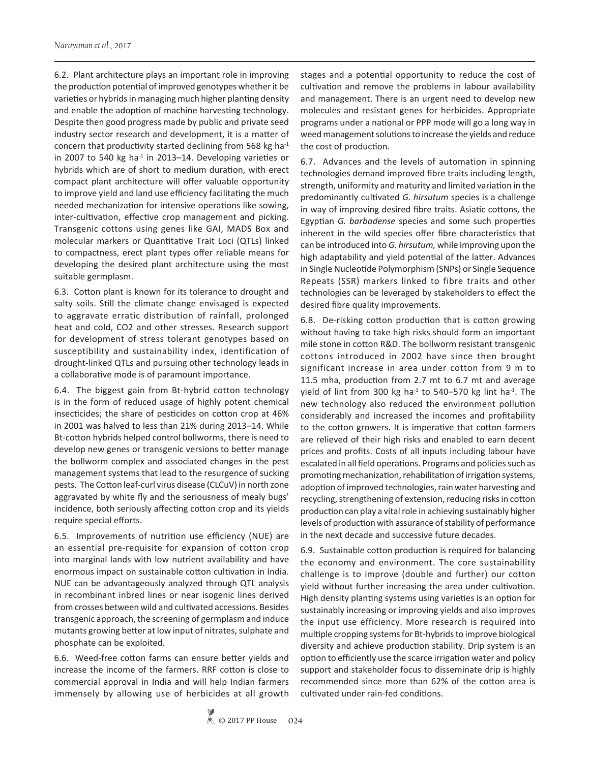6.2. Plant architecture plays an important role in improving the production potential of improved genotypes whether it be varieties or hybrids in managing much higher planting density and enable the adoption of machine harvesting technology. Despite then good progress made by public and private seed industry sector research and development, it is a matter of concern that productivity started declining from 568 kg ha$^{-1}$ in 2007 to 540 kg ha$^{-1}$ in 2013–14. Developing varieties or hybrids which are of short to medium duration, with erect compact plant architecture will offer valuable opportunity to improve yield and land use efficiency facilitating the much needed mechanization for intensive operations like sowing, inter-cultivation, effective crop management and picking. Transgenic cottons using genes like GAI, MADS Box and molecular markers or Quantitative Trait Loci (QTLs) linked to compactness, erect plant types offer reliable means for developing the desired plant architecture using the most suitable germplasm.

6.3. Cotton plant is known for its tolerance to drought and salty soils. Still the climate change envisaged is expected to aggravate erratic distribution of rainfall, prolonged heat and cold, $CO_2$ and other stresses. Research support for development of stress tolerant genotypes based on susceptibility and sustainability index, identification of drought-linked QTLs and pursuing other technology leads in a collaborative mode is of paramount importance.

6.4. The biggest gain from Bt-hybrid cotton technology is in the form of reduced usage of highly potent chemical insecticides; the share of pesticides on cotton crop at 46% in 2001 was halved to less than 21% during 2013–14. While Bt-cotton hybrids helped control bollworms, there is need to develop new genes or transgenic versions to better manage the bollworm complex and associated changes in the pest management systems that lead to the resurgence of sucking pests. The Cotton leaf-curl virus disease (CLCuV) in north zone aggravated by white fly and the seriousness of mealy bugs' incidence, both seriously affecting cotton crop and its yields require special efforts.

6.5. Improvements of nutrition use efficiency (NUE) are an essential pre-requisite for expansion of cotton crop into marginal lands with low nutrient availability and have enormous impact on sustainable cotton cultivation in India. NUE can be advantageously analyzed through QTL analysis in recombinant inbred lines or near isogenic lines derived from crosses between wild and cultivated accessions. Besides transgenic approach, the screening of germplasm and induce mutants growing better at low input of nitrates, sulphate and phosphate can be exploited.

6.6. Weed-free cotton farms can ensure better yields and increase the income of the farmers. RRF cotton is close to commercial approval in India and will help Indian farmers immensely by allowing use of herbicides at all growth stages and a potential opportunity to reduce the cost of cultivation and remove the problems in labour availability and management. There is an urgent need to develop new molecules and resistant genes for herbicides. Appropriate programs under a national or PPP mode will go a long way in weed management solutions to increase the yields and reduce the cost of production.

6.7. Advances and the levels of automation in spinning technologies demand improved fibre traits including length, strength, uniformity and maturity and limited variation in the predominantly cultivated *G. hirsutum* species is a challenge in way of improving desired fibre traits. Asiatic cottons, the Egyptian *G. barbadense* species and some such properties inherent in the wild species offer fibre characteristics that can be introduced into *G. hirsutum,* while improving upon the high adaptability and yield potential of the latter. Advances in Single Nucleotide Polymorphism (SNPs) or Single Sequence Repeats (SSR) markers linked to fibre traits and other technologies can be leveraged by stakeholders to effect the desired fibre quality improvements.

6.8. De-risking cotton production that is cotton growing without having to take high risks should form an important mile stone in cotton R&D. The bollworm resistant transgenic cottons introduced in 2002 have since then brought significant increase in area under cotton from 9 m to 11.5 mha, production from 2.7 mt to 6.7 mt and average yield of lint from 300 kg ha$^{-1}$ to 540–570 kg lint ha$^{-1}$. The new technology also reduced the environment pollution considerably and increased the incomes and profitability to the cotton growers. It is imperative that cotton farmers are relieved of their high risks and enabled to earn decent prices and profits. Costs of all inputs including labour have escalated in all field operations. Programs and policies such as promoting mechanization, rehabilitation of irrigation systems, adoption of improved technologies, rain water harvesting and recycling, strengthening of extension, reducing risks in cotton production can play a vital role in achieving sustainably higher levels of production with assurance of stability of performance in the next decade and successive future decades.

6.9. Sustainable cotton production is required for balancing the economy and environment. The core sustainability challenge is to improve (double and further) our cotton yield without further increasing the area under cultivation. High density planting systems using varieties is an option for sustainably increasing or improving yields and also improves the input use efficiency. More research is required into multiple cropping systems for Bt-hybrids to improve biological diversity and achieve production stability. Drip system is an option to efficiently use the scarce irrigation water and policy support and stakeholder focus to disseminate drip is highly recommended since more than 62% of the cotton area is cultivated under rain-fed conditions.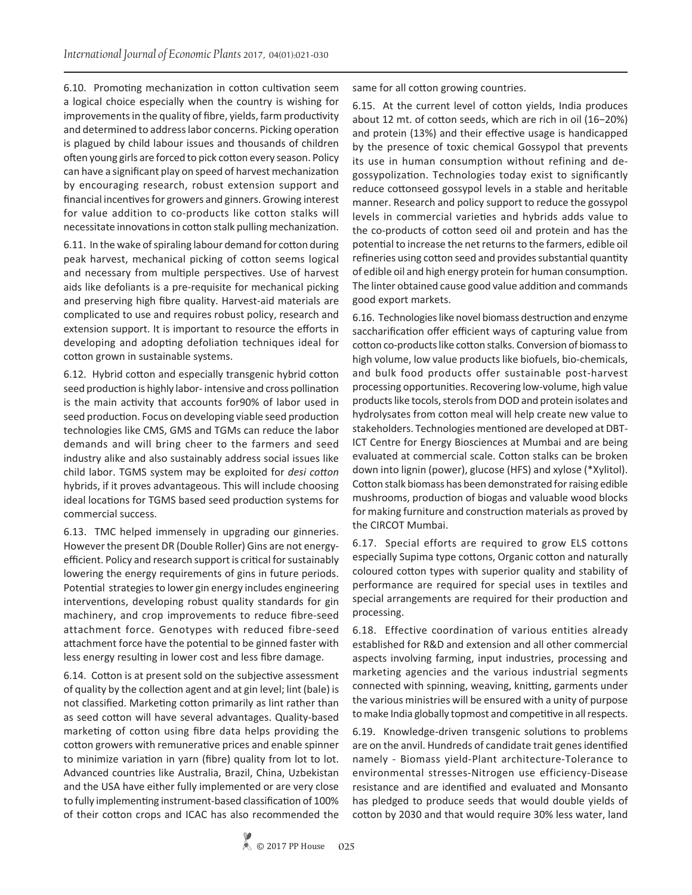6.10. Promoting mechanization in cotton cultivation seem a logical choice especially when the country is wishing for improvements in the quality of fibre, yields, farm productivity and determined to address labor concerns. Picking operation is plagued by child labour issues and thousands of children often young girls are forced to pick cotton every season. Policy can have a significant play on speed of harvest mechanization by encouraging research, robust extension support and financial incentives for growers and ginners. Growing interest for value addition to co-products like cotton stalks will necessitate innovations in cotton stalk pulling mechanization.

6.11. In the wake of spiraling labour demand for cotton during peak harvest, mechanical picking of cotton seems logical and necessary from multiple perspectives. Use of harvest aids like defoliants is a pre-requisite for mechanical picking and preserving high fibre quality. Harvest-aid materials are complicated to use and requires robust policy, research and extension support. It is important to resource the efforts in developing and adopting defoliation techniques ideal for cotton grown in sustainable systems.

6.12. Hybrid cotton and especially transgenic hybrid cotton seed production is highly labor- intensive and cross pollination is the main activity that accounts for90% of labor used in seed production. Focus on developing viable seed production technologies like CMS, GMS and TGMs can reduce the labor demands and will bring cheer to the farmers and seed industry alike and also sustainably address social issues like child labor. TGMS system may be exploited for *desi cotton* hybrids, if it proves advantageous. This will include choosing ideal locations for TGMS based seed production systems for commercial success.

6.13. TMC helped immensely in upgrading our ginneries. However the present DR (Double Roller) Gins are not energy-efficient. Policy and research support is critical for sustainably lowering the energy requirements of gins in future periods. Potential strategies to lower gin energy includes engineering interventions, developing robust quality standards for gin machinery, and crop improvements to reduce fibre-seed attachment force. Genotypes with reduced fibre-seed attachment force have the potential to be ginned faster with less energy resulting in lower cost and less fibre damage.

6.14. Cotton is at present sold on the subjective assessment of quality by the collection agent and at gin level; lint (bale) is not classified. Marketing cotton primarily as lint rather than as seed cotton will have several advantages. Quality-based marketing of cotton using fibre data helps providing the cotton growers with remunerative prices and enable spinner to minimize variation in yarn (fibre) quality from lot to lot. Advanced countries like Australia, Brazil, China, Uzbekistan and the USA have either fully implemented or are very close to fully implementing instrument-based classification of 100% of their cotton crops and ICAC has also recommended the same for all cotton growing countries.

6.15. At the current level of cotton yields, India produces about 12 mt. of cotton seeds, which are rich in oil (16–20%) and protein (13%) and their effective usage is handicapped by the presence of toxic chemical Gossypol that prevents its use in human consumption without refining and de-gossypolization. Technologies today exist to significantly reduce cottonseed gossypol levels in a stable and heritable manner. Research and policy support to reduce the gossypol levels in commercial varieties and hybrids adds value to the co-products of cotton seed oil and protein and has the potential to increase the net returns to the farmers, edible oil refineries using cotton seed and provides substantial quantity of edible oil and high energy protein for human consumption. The linter obtained cause good value addition and commands good export markets.

6.16. Technologies like novel biomass destruction and enzyme saccharification offer efficient ways of capturing value from cotton co-products like cotton stalks. Conversion of biomass to high volume, low value products like biofuels, bio-chemicals, and bulk food products offer sustainable post-harvest processing opportunities. Recovering low-volume, high value products like tocols, sterols from DOD and protein isolates and hydrolysates from cotton meal will help create new value to stakeholders. Technologies mentioned are developed at DBT-ICT Centre for Energy Biosciences at Mumbai and are being evaluated at commercial scale. Cotton stalks can be broken down into lignin (power), glucose (HFS) and xylose (*Xylitol). Cotton stalk biomass has been demonstrated for raising edible mushrooms, production of biogas and valuable wood blocks for making furniture and construction materials as proved by the CIRCOT Mumbai.

6.17. Special efforts are required to grow ELS cottons especially Supima type cottons, Organic cotton and naturally coloured cotton types with superior quality and stability of performance are required for special uses in textiles and special arrangements are required for their production and processing.

6.18. Effective coordination of various entities already established for R&D and extension and all other commercial aspects involving farming, input industries, processing and marketing agencies and the various industrial segments connected with spinning, weaving, knitting, garments under the various ministries will be ensured with a unity of purpose to make India globally topmost and competitive in all respects.

6.19. Knowledge-driven transgenic solutions to problems are on the anvil. Hundreds of candidate trait genes identified namely - Biomass yield-Plant architecture-Tolerance to environmental stresses-Nitrogen use efficiency-Disease resistance and are identified and evaluated and Monsanto has pledged to produce seeds that would double yields of cotton by 2030 and that would require 30% less water, land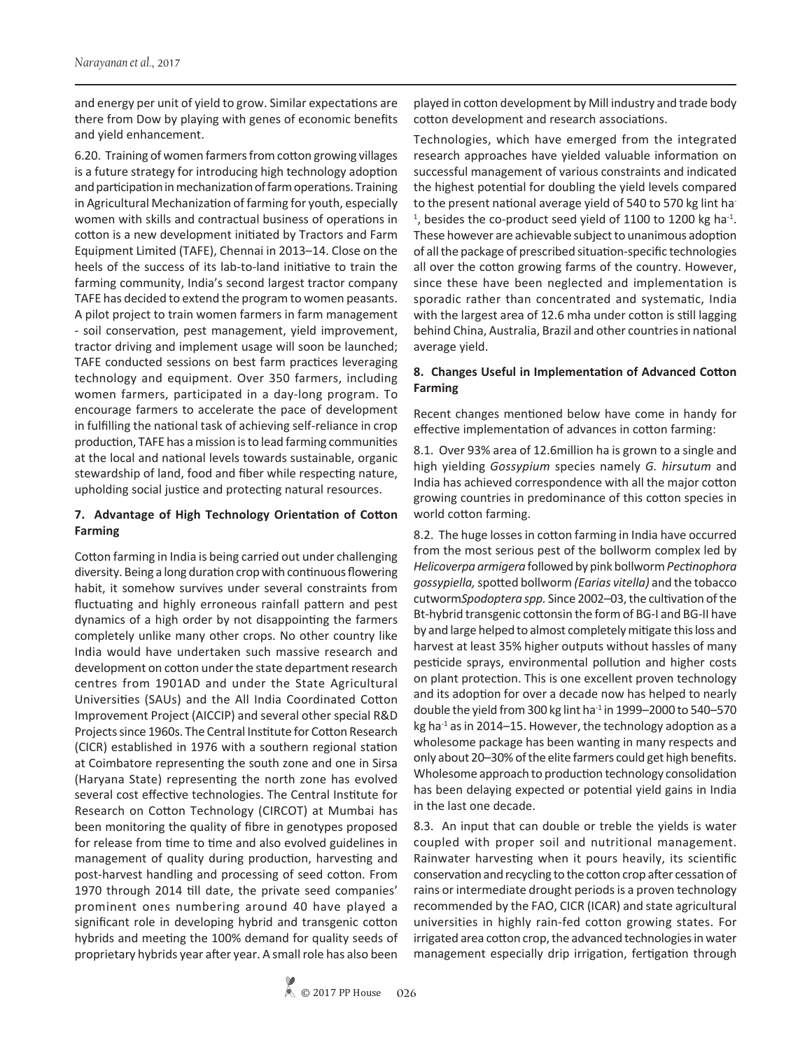and energy per unit of yield to grow. Similar expectations are there from Dow by playing with genes of economic benefits and yield enhancement.

6.20. Training of women farmers from cotton growing villages is a future strategy for introducing high technology adoption and participation in mechanization of farm operations. Training in Agricultural Mechanization of farming for youth, especially women with skills and contractual business of operations in cotton is a new development initiated by Tractors and Farm Equipment Limited (TAFE), Chennai in 2013–14. Close on the heels of the success of its lab-to-land initiative to train the farming community, India's second largest tractor company TAFE has decided to extend the program to women peasants. A pilot project to train women farmers in farm management - soil conservation, pest management, yield improvement, tractor driving and implement usage will soon be launched; TAFE conducted sessions on best farm practices leveraging technology and equipment. Over 350 farmers, including women farmers, participated in a day-long program. To encourage farmers to accelerate the pace of development in fulfilling the national task of achieving self-reliance in crop production, TAFE has a mission is to lead farming communities at the local and national levels towards sustainable, organic stewardship of land, food and fiber while respecting nature, upholding social justice and protecting natural resources.

### 7. Advantage of High Technology Orientation of Cotton Farming

Cotton farming in India is being carried out under challenging diversity. Being a long duration crop with continuous flowering habit, it somehow survives under several constraints from fluctuating and highly erroneous rainfall pattern and pest dynamics of a high order by not disappointing the farmers completely unlike many other crops. No other country like India would have undertaken such massive research and development on cotton under the state department research centres from 1901AD and under the State Agricultural Universities (SAUs) and the All India Coordinated Cotton Improvement Project (AICCIP) and several other special R&D Projects since 1960s. The Central Institute for Cotton Research (CICR) established in 1976 with a southern regional station at Coimbatore representing the south zone and one in Sirsa (Haryana State) representing the north zone has evolved several cost effective technologies. The Central Institute for Research on Cotton Technology (CIRCOT) at Mumbai has been monitoring the quality of fibre in genotypes proposed for release from time to time and also evolved guidelines in management of quality during production, harvesting and post-harvest handling and processing of seed cotton. From 1970 through 2014 till date, the private seed companies' prominent ones numbering around 40 have played a significant role in developing hybrid and transgenic cotton hybrids and meeting the 100% demand for quality seeds of proprietary hybrids year after year. A small role has also been played in cotton development by Mill industry and trade body cotton development and research associations.

Technologies, which have emerged from the integrated research approaches have yielded valuable information on successful management of various constraints and indicated the highest potential for doubling the yield levels compared to the present national average yield of 540 to 570 kg lint ha$^{-1}$, besides the co-product seed yield of 1100 to 1200 kg ha$^{-1}$. These however are achievable subject to unanimous adoption of all the package of prescribed situation-specific technologies all over the cotton growing farms of the country. However, since these have been neglected and implementation is sporadic rather than concentrated and systematic, India with the largest area of 12.6 mha under cotton is still lagging behind China, Australia, Brazil and other countries in national average yield.

### 8. Changes Useful in Implementation of Advanced Cotton Farming

Recent changes mentioned below have come in handy for effective implementation of advances in cotton farming:

8.1. Over 93% area of 12.6million ha is grown to a single and high yielding *Gossypium* species namely *G. hirsutum* and India has achieved correspondence with all the major cotton growing countries in predominance of this cotton species in world cotton farming.

8.2. The huge losses in cotton farming in India have occurred from the most serious pest of the bollworm complex led by *Helicoverpa armigera* followed by pink bollworm *Pectinophora gossypiella,* spotted bollworm *(Earias vitella)* and the tobacco cutworm*Spodoptera spp.* Since 2002–03, the cultivation of the Bt-hybrid transgenic cottonsin the form of BG-I and BG-II have by and large helped to almost completely mitigate this loss and harvest at least 35% higher outputs without hassles of many pesticide sprays, environmental pollution and higher costs on plant protection. This is one excellent proven technology and its adoption for over a decade now has helped to nearly double the yield from 300 kg lint ha$^{-1}$ in 1999–2000 to 540–570 kg ha$^{-1}$ as in 2014–15. However, the technology adoption as a wholesome package has been wanting in many respects and only about 20–30% of the elite farmers could get high benefits. Wholesome approach to production technology consolidation has been delaying expected or potential yield gains in India in the last one decade.

8.3. An input that can double or treble the yields is water coupled with proper soil and nutritional management. Rainwater harvesting when it pours heavily, its scientific conservation and recycling to the cotton crop after cessation of rains or intermediate drought periods is a proven technology recommended by the FAO, CICR (ICAR) and state agricultural universities in highly rain-fed cotton growing states. For irrigated area cotton crop, the advanced technologies in water management especially drip irrigation, fertigation through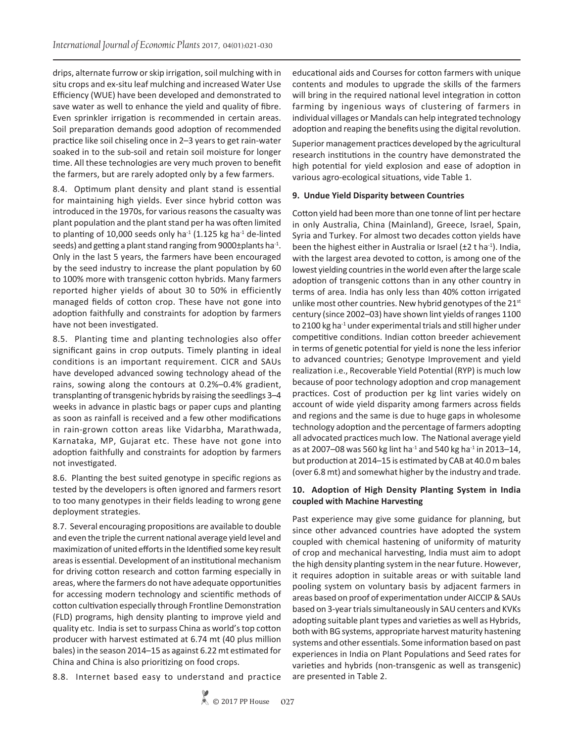drips, alternate furrow or skip irrigation, soil mulching with in situ crops and ex-situ leaf mulching and increased Water Use Efficiency (WUE) have been developed and demonstrated to save water as well to enhance the yield and quality of fibre. Even sprinkler irrigation is recommended in certain areas. Soil preparation demands good adoption of recommended practice like soil chiseling once in 2–3 years to get rain-water soaked in to the sub-soil and retain soil moisture for longer time. All these technologies are very much proven to benefit the farmers, but are rarely adopted only by a few farmers.

8.4. Optimum plant density and plant stand is essential for maintaining high yields. Ever since hybrid cotton was introduced in the 1970s, for various reasons the casualty was plant population and the plant stand per ha was often limited to planting of 10,000 seeds only $ha^{-1}$ (1.125 kg $ha^{-1}$ de-linted seeds) and getting a plant stand ranging from 9000±plants $ha^{-1}$. Only in the last 5 years, the farmers have been encouraged by the seed industry to increase the plant population by 60 to 100% more with transgenic cotton hybrids. Many farmers reported higher yields of about 30 to 50% in efficiently managed fields of cotton crop. These have not gone into adoption faithfully and constraints for adoption by farmers have not been investigated.

8.5. Planting time and planting technologies also offer significant gains in crop outputs. Timely planting in ideal conditions is an important requirement. CICR and SAUs have developed advanced sowing technology ahead of the rains, sowing along the contours at 0.2%–0.4% gradient, transplanting of transgenic hybrids by raising the seedlings 3–4 weeks in advance in plastic bags or paper cups and planting as soon as rainfall is received and a few other modifications in rain-grown cotton areas like Vidarbha, Marathwada, Karnataka, MP, Gujarat etc. These have not gone into adoption faithfully and constraints for adoption by farmers not investigated.

8.6. Planting the best suited genotype in specific regions as tested by the developers is often ignored and farmers resort to too many genotypes in their fields leading to wrong gene deployment strategies.

8.7. Several encouraging propositions are available to double and even the triple the current national average yield level and maximization of united efforts in the Identified some key result areas is essential. Development of an institutional mechanism for driving cotton research and cotton farming especially in areas, where the farmers do not have adequate opportunities for accessing modern technology and scientific methods of cotton cultivation especially through Frontline Demonstration (FLD) programs, high density planting to improve yield and quality etc. India is set to surpass China as world's top cotton producer with harvest estimated at 6.74 mt (40 plus million bales) in the season 2014–15 as against 6.22 mt estimated for China and China is also prioritizing on food crops.

8.8. Internet based easy to understand and practice educational aids and Courses for cotton farmers with unique contents and modules to upgrade the skills of the farmers will bring in the required national level integration in cotton farming by ingenious ways of clustering of farmers in individual villages or Mandals can help integrated technology adoption and reaping the benefits using the digital revolution.

Superior management practices developed by the agricultural research institutions in the country have demonstrated the high potential for yield explosion and ease of adoption in various agro-ecological situations, vide Table 1.

## 9. Undue Yield Disparity between Countries

Cotton yield had been more than one tonne of lint per hectare in only Australia, China (Mainland), Greece, Israel, Spain, Syria and Turkey. For almost two decades cotton yields have been the highest either in Australia or Israel (±2 t $ha^{-1}$). India, with the largest area devoted to cotton, is among one of the lowest yielding countries in the world even after the large scale adoption of transgenic cottons than in any other country in terms of area. India has only less than 40% cotton irrigated unlike most other countries. New hybrid genotypes of the 21st century (since 2002–03) have shown lint yields of ranges 1100 to 2100 kg $ha^{-1}$ under experimental trials and still higher under competitive conditions. Indian cotton breeder achievement in terms of genetic potential for yield is none the less inferior to advanced countries; Genotype Improvement and yield realization i.e., Recoverable Yield Potential (RYP) is much low because of poor technology adoption and crop management practices. Cost of production per kg lint varies widely on account of wide yield disparity among farmers across fields and regions and the same is due to huge gaps in wholesome technology adoption and the percentage of farmers adopting all advocated practices much low. The National average yield as at 2007–08 was 560 kg lint $ha^{-1}$ and 540 kg $ha^{-1}$ in 2013–14, but production at 2014–15 is estimated by CAB at 40.0 m bales (over 6.8 mt) and somewhat higher by the industry and trade.

## 10. Adoption of High Density Planting System in India coupled with Machine Harvesting

Past experience may give some guidance for planning, but since other advanced countries have adopted the system coupled with chemical hastening of uniformity of maturity of crop and mechanical harvesting, India must aim to adopt the high density planting system in the near future. However, it requires adoption in suitable areas or with suitable land pooling system on voluntary basis by adjacent farmers in areas based on proof of experimentation under AICCIP & SAUs based on 3-year trials simultaneously in SAU centers and KVKs adopting suitable plant types and varieties as well as Hybrids, both with BG systems, appropriate harvest maturity hastening systems and other essentials. Some information based on past experiences in India on Plant Populations and Seed rates for varieties and hybrids (non-transgenic as well as transgenic) are presented in Table 2.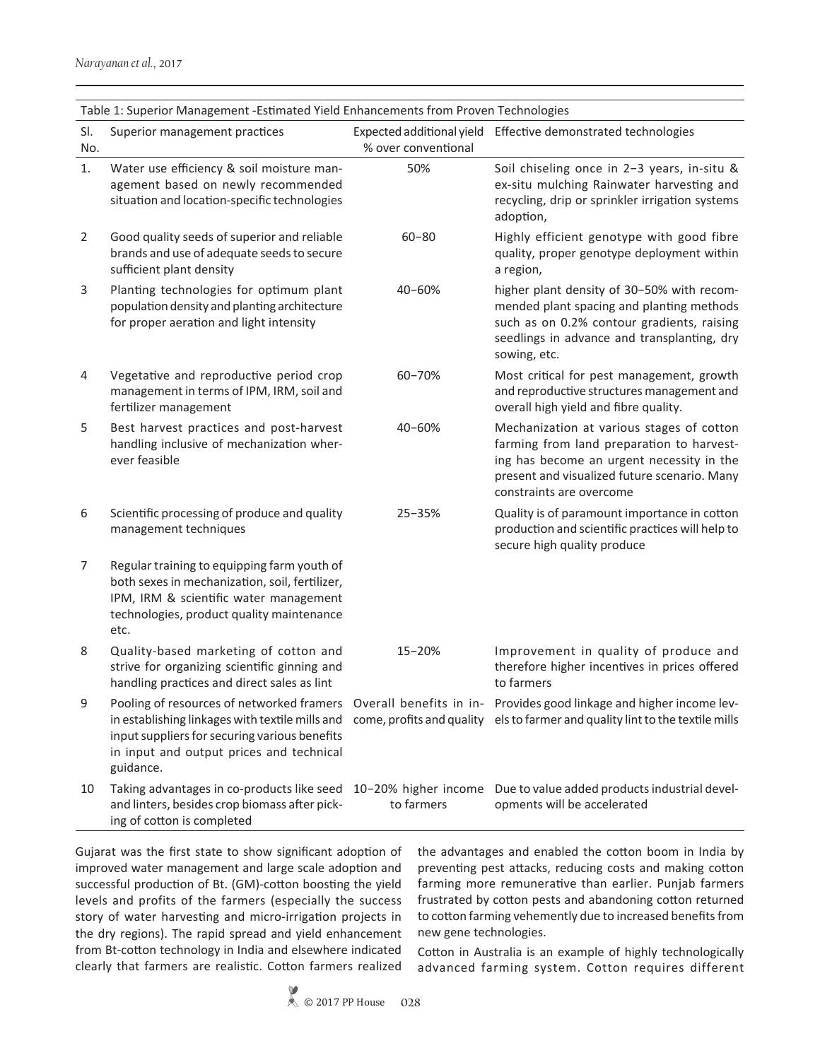Table 1: Superior Management -Estimated Yield Enhancements from Proven Technologies

| Sl. No. | Superior management practices | Expected additional yield % over conventional | Effective demonstrated technologies |
|---|---|---|---|
| 1. | Water use efficiency & soil moisture management based on newly recommended situation and location-specific technologies | 50% | Soil chiseling once in 2–3 years, in-situ & ex-situ mulching Rainwater harvesting and recycling, drip or sprinkler irrigation systems adoption, |
| 2 | Good quality seeds of superior and reliable brands and use of adequate seeds to secure sufficient plant density | 60–80 | Highly efficient genotype with good fibre quality, proper genotype deployment within a region, |
| 3 | Planting technologies for optimum plant population density and planting architecture for proper aeration and light intensity | 40–60% | higher plant density of 30–50% with recommended plant spacing and planting methods such as on 0.2% contour gradients, raising seedlings in advance and transplanting, dry sowing, etc. |
| 4 | Vegetative and reproductive period crop management in terms of IPM, IRM, soil and fertilizer management | 60–70% | Most critical for pest management, growth and reproductive structures management and overall high yield and fibre quality. |
| 5 | Best harvest practices and post-harvest handling inclusive of mechanization wherever feasible | 40–60% | Mechanization at various stages of cotton farming from land preparation to harvesting has become an urgent necessity in the present and visualized future scenario. Many constraints are overcome |
| 6 | Scientific processing of produce and quality management techniques | 25–35% | Quality is of paramount importance in cotton production and scientific practices will help to secure high quality produce |
| 7 | Regular training to equipping farm youth of both sexes in mechanization, soil, fertilizer, IPM, IRM & scientific water management technologies, product quality maintenance etc. | | |
| 8 | Quality-based marketing of cotton and strive for organizing scientific ginning and handling practices and direct sales as lint | 15–20% | Improvement in quality of produce and therefore higher incentives in prices offered to farmers |
| 9 | Pooling of resources of networked framers in establishing linkages with textile mills and input suppliers for securing various benefits in input and output prices and technical guidance. | Overall benefits in income, profits and quality | Provides good linkage and higher income levels to farmer and quality lint to the textile mills |
| 10 | Taking advantages in co-products like seed and linters, besides crop biomass after picking of cotton is completed | 10–20% higher income to farmers | Due to value added products industrial developments will be accelerated |

Gujarat was the first state to show significant adoption of improved water management and large scale adoption and successful production of Bt. (GM)-cotton boosting the yield levels and profits of the farmers (especially the success story of water harvesting and micro-irrigation projects in the dry regions). The rapid spread and yield enhancement from Bt-cotton technology in India and elsewhere indicated clearly that farmers are realistic. Cotton farmers realized the advantages and enabled the cotton boom in India by preventing pest attacks, reducing costs and making cotton farming more remunerative than earlier. Punjab farmers frustrated by cotton pests and abandoning cotton returned to cotton farming vehemently due to increased benefits from new gene technologies.

Cotton in Australia is an example of highly technologically advanced farming system. Cotton requires different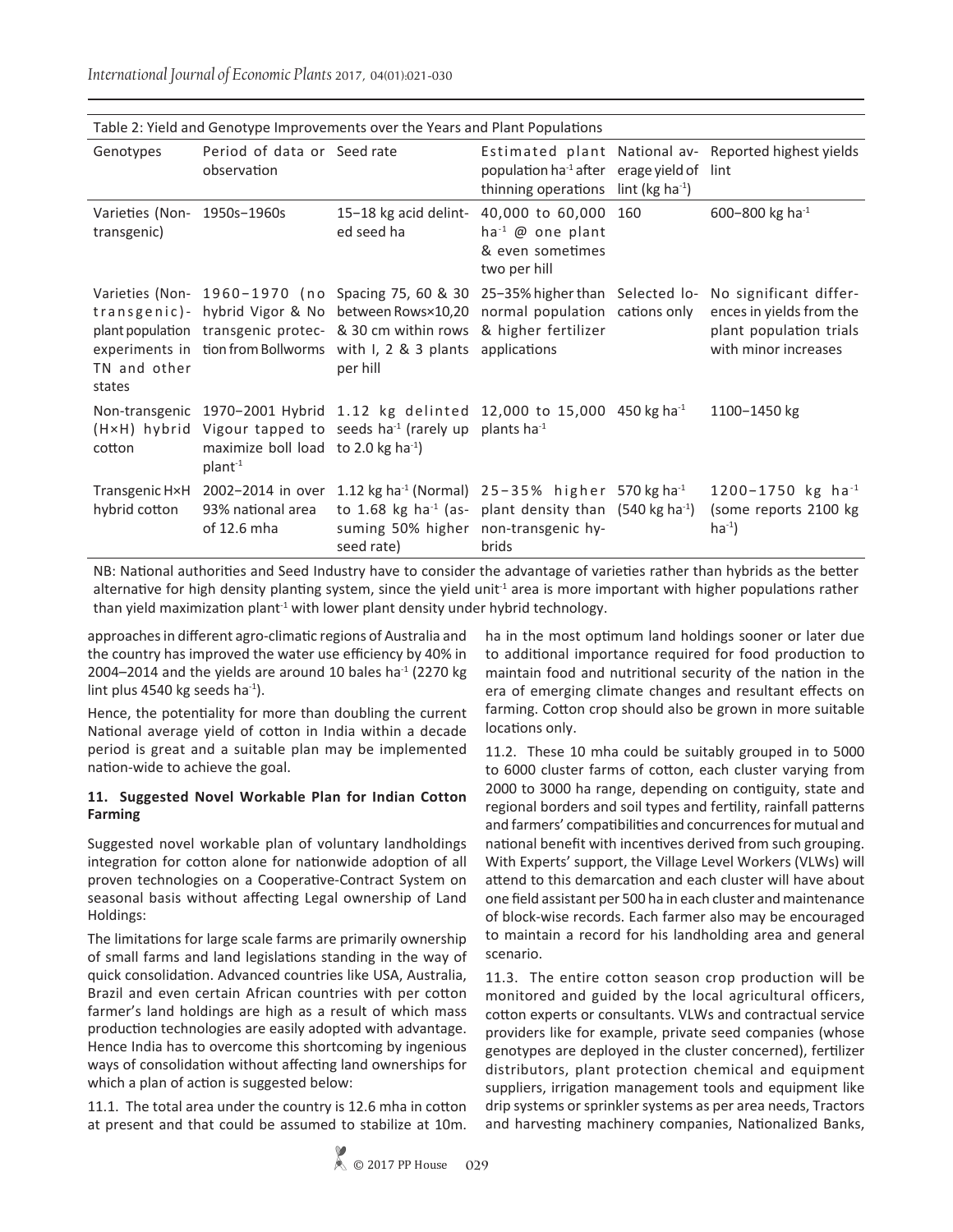Table 2: Yield and Genotype Improvements over the Years and Plant Populations

| Genotypes | Period of data or observation | Seed rate | Estimated plant population ha$^{-1}$ after thinning operations | National average yield of lint (kg ha$^{-1}$) | Reported highest yields lint |
|---|---|---|---|---|---|
| Varieties (Non-transgenic) | 1950s–1960s | 15–18 kg acid delinted seed ha | 40,000 to 60,000 ha$^{-1}$ @ one plant & even sometimes two per hill | 160 | 600–800 kg ha$^{-1}$ |
| Varieties (Non-transgenic)-plant population experiments in TN and other states | 1960–1970 (no hybrid Vigor & No transgenic protection from Bollworms | Spacing 75, 60 & 30 between Rows×10,20 & 30 cm within rows with I, 2 & 3 plants per hill | 25–35% higher than normal population & higher fertilizer applications | Selected locations only | No significant differences in yields from the plant population trials with minor increases |
| Non-transgenic (H×H) hybrid cotton | 1970–2001 Hybrid Vigour tapped to maximize boll load plant$^{-1}$ | 1.12 kg delinted seeds ha$^{-1}$ (rarely up to 2.0 kg ha$^{-1}$) | 12,000 to 15,000 plants ha$^{-1}$ | 450 kg ha$^{-1}$ | 1100–1450 kg |
| Transgenic H×H hybrid cotton | 2002–2014 in over 93% national area of 12.6 mha | 1.12 kg ha$^{-1}$ (Normal) to 1.68 kg ha$^{-1}$ (assuming 50% higher seed rate) | 25–35% higher plant density than non-transgenic hybrids | 570 kg ha$^{-1}$ (540 kg ha$^{-1}$) | 1200–1750 kg ha$^{-1}$ (some reports 2100 kg ha$^{-1}$) |

NB: National authorities and Seed Industry have to consider the advantage of varieties rather than hybrids as the better alternative for high density planting system, since the yield unit$^{-1}$ area is more important with higher populations rather than yield maximization plant$^{-1}$ with lower plant density under hybrid technology.

approaches in different agro-climatic regions of Australia and the country has improved the water use efficiency by 40% in 2004–2014 and the yields are around 10 bales ha$^{-1}$ (2270 kg lint plus 4540 kg seeds ha$^{-1}$).

Hence, the potentiality for more than doubling the current National average yield of cotton in India within a decade period is great and a suitable plan may be implemented nation-wide to achieve the goal.

### 11. Suggested Novel Workable Plan for Indian Cotton Farming

Suggested novel workable plan of voluntary landholdings integration for cotton alone for nationwide adoption of all proven technologies on a Cooperative-Contract System on seasonal basis without affecting Legal ownership of Land Holdings:

The limitations for large scale farms are primarily ownership of small farms and land legislations standing in the way of quick consolidation. Advanced countries like USA, Australia, Brazil and even certain African countries with per cotton farmer's land holdings are high as a result of which mass production technologies are easily adopted with advantage. Hence India has to overcome this shortcoming by ingenious ways of consolidation without affecting land ownerships for which a plan of action is suggested below:

11.1. The total area under the country is 12.6 mha in cotton at present and that could be assumed to stabilize at 10m. ha in the most optimum land holdings sooner or later due to additional importance required for food production to maintain food and nutritional security of the nation in the era of emerging climate changes and resultant effects on farming. Cotton crop should also be grown in more suitable locations only.

11.2. These 10 mha could be suitably grouped in to 5000 to 6000 cluster farms of cotton, each cluster varying from 2000 to 3000 ha range, depending on contiguity, state and regional borders and soil types and fertility, rainfall patterns and farmers' compatibilities and concurrences for mutual and national benefit with incentives derived from such grouping. With Experts' support, the Village Level Workers (VLWs) will attend to this demarcation and each cluster will have about one field assistant per 500 ha in each cluster and maintenance of block-wise records. Each farmer also may be encouraged to maintain a record for his landholding area and general scenario.

11.3. The entire cotton season crop production will be monitored and guided by the local agricultural officers, cotton experts or consultants. VLWs and contractual service providers like for example, private seed companies (whose genotypes are deployed in the cluster concerned), fertilizer distributors, plant protection chemical and equipment suppliers, irrigation management tools and equipment like drip systems or sprinkler systems as per area needs, Tractors and harvesting machinery companies, Nationalized Banks,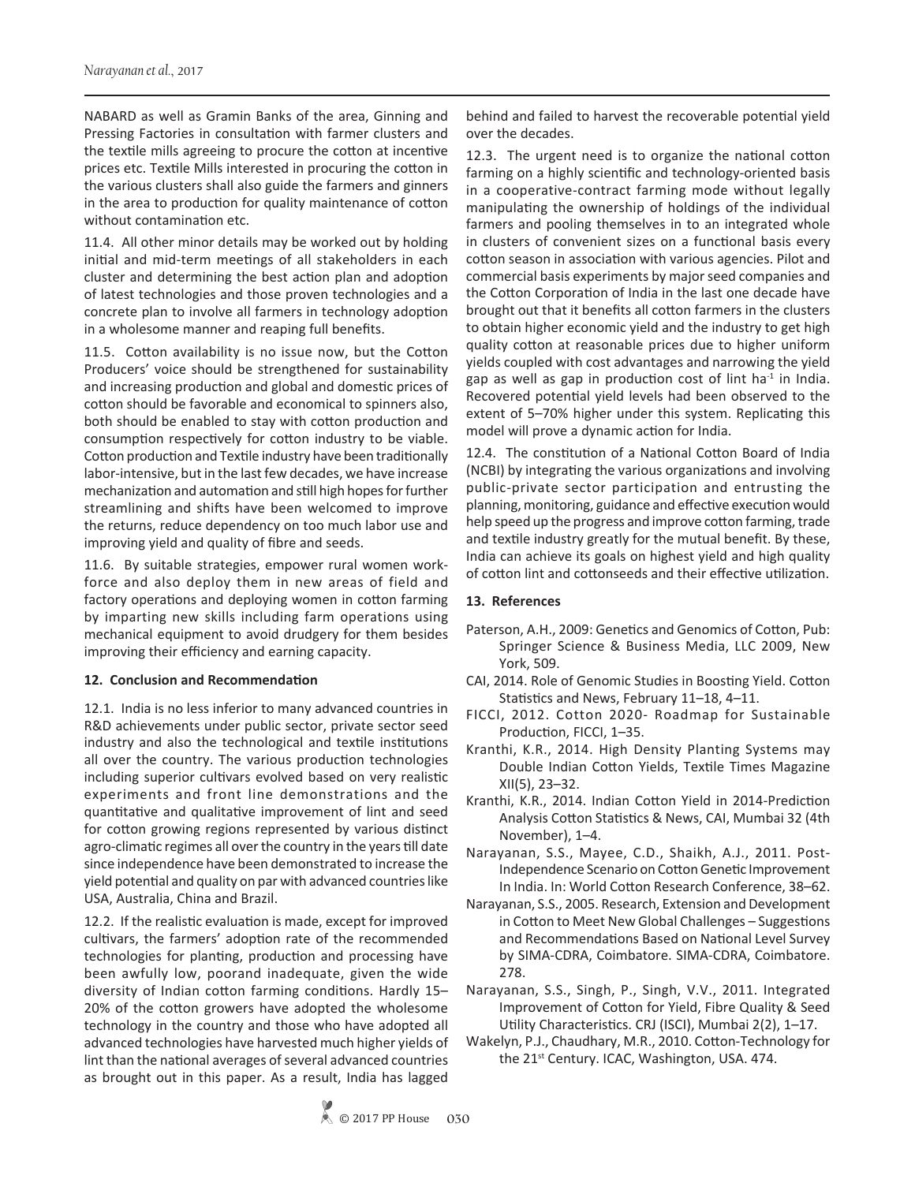NABARD as well as Gramin Banks of the area, Ginning and Pressing Factories in consultation with farmer clusters and the textile mills agreeing to procure the cotton at incentive prices etc. Textile Mills interested in procuring the cotton in the various clusters shall also guide the farmers and ginners in the area to production for quality maintenance of cotton without contamination etc.

11.4. All other minor details may be worked out by holding initial and mid-term meetings of all stakeholders in each cluster and determining the best action plan and adoption of latest technologies and those proven technologies and a concrete plan to involve all farmers in technology adoption in a wholesome manner and reaping full benefits.

11.5. Cotton availability is no issue now, but the Cotton Producers' voice should be strengthened for sustainability and increasing production and global and domestic prices of cotton should be favorable and economical to spinners also, both should be enabled to stay with cotton production and consumption respectively for cotton industry to be viable. Cotton production and Textile industry have been traditionally labor-intensive, but in the last few decades, we have increase mechanization and automation and still high hopes for further streamlining and shifts have been welcomed to improve the returns, reduce dependency on too much labor use and improving yield and quality of fibre and seeds.

11.6. By suitable strategies, empower rural women work-force and also deploy them in new areas of field and factory operations and deploying women in cotton farming by imparting new skills including farm operations using mechanical equipment to avoid drudgery for them besides improving their efficiency and earning capacity.

## 12. Conclusion and Recommendation

12.1. India is no less inferior to many advanced countries in R&D achievements under public sector, private sector seed industry and also the technological and textile institutions all over the country. The various production technologies including superior cultivars evolved based on very realistic experiments and front line demonstrations and the quantitative and qualitative improvement of lint and seed for cotton growing regions represented by various distinct agro-climatic regimes all over the country in the years till date since independence have been demonstrated to increase the yield potential and quality on par with advanced countries like USA, Australia, China and Brazil.

12.2. If the realistic evaluation is made, except for improved cultivars, the farmers' adoption rate of the recommended technologies for planting, production and processing have been awfully low, poorand inadequate, given the wide diversity of Indian cotton farming conditions. Hardly 15–20% of the cotton growers have adopted the wholesome technology in the country and those who have adopted all advanced technologies have harvested much higher yields of lint than the national averages of several advanced countries as brought out in this paper. As a result, India has lagged behind and failed to harvest the recoverable potential yield over the decades.

12.3. The urgent need is to organize the national cotton farming on a highly scientific and technology-oriented basis in a cooperative-contract farming mode without legally manipulating the ownership of holdings of the individual farmers and pooling themselves in to an integrated whole in clusters of convenient sizes on a functional basis every cotton season in association with various agencies. Pilot and commercial basis experiments by major seed companies and the Cotton Corporation of India in the last one decade have brought out that it benefits all cotton farmers in the clusters to obtain higher economic yield and the industry to get high quality cotton at reasonable prices due to higher uniform yields coupled with cost advantages and narrowing the yield gap as well as gap in production cost of lint $ha^{-1}$ in India. Recovered potential yield levels had been observed to the extent of 5–70% higher under this system. Replicating this model will prove a dynamic action for India.

12.4. The constitution of a National Cotton Board of India (NCBI) by integrating the various organizations and involving public-private sector participation and entrusting the planning, monitoring, guidance and effective execution would help speed up the progress and improve cotton farming, trade and textile industry greatly for the mutual benefit. By these, India can achieve its goals on highest yield and high quality of cotton lint and cottonseeds and their effective utilization.

## 13. References

- Paterson, A.H., 2009: Genetics and Genomics of Cotton, Pub: Springer Science & Business Media, LLC 2009, New York, 509.
- CAI, 2014. Role of Genomic Studies in Boosting Yield. Cotton Statistics and News, February 11–18, 4–11.
- FICCI, 2012. Cotton 2020- Roadmap for Sustainable Production, FICCI, 1–35.
- Kranthi, K.R., 2014. High Density Planting Systems may Double Indian Cotton Yields, Textile Times Magazine XII(5), 23–32.
- Kranthi, K.R., 2014. Indian Cotton Yield in 2014-Prediction Analysis Cotton Statistics & News, CAI, Mumbai 32 (4th November), 1–4.
- Narayanan, S.S., Mayee, C.D., Shaikh, A.J., 2011. Post-Independence Scenario on Cotton Genetic Improvement In India. In: World Cotton Research Conference, 38–62.
- Narayanan, S.S., 2005. Research, Extension and Development in Cotton to Meet New Global Challenges – Suggestions and Recommendations Based on National Level Survey by SIMA-CDRA, Coimbatore. SIMA-CDRA, Coimbatore. 278.
- Narayanan, S.S., Singh, P., Singh, V.V., 2011. Integrated Improvement of Cotton for Yield, Fibre Quality & Seed Utility Characteristics. CRJ (ISCI), Mumbai 2(2), 1–17.
- Wakelyn, P.J., Chaudhary, M.R., 2010. Cotton-Technology for the 21st Century. ICAC, Washington, USA. 474.